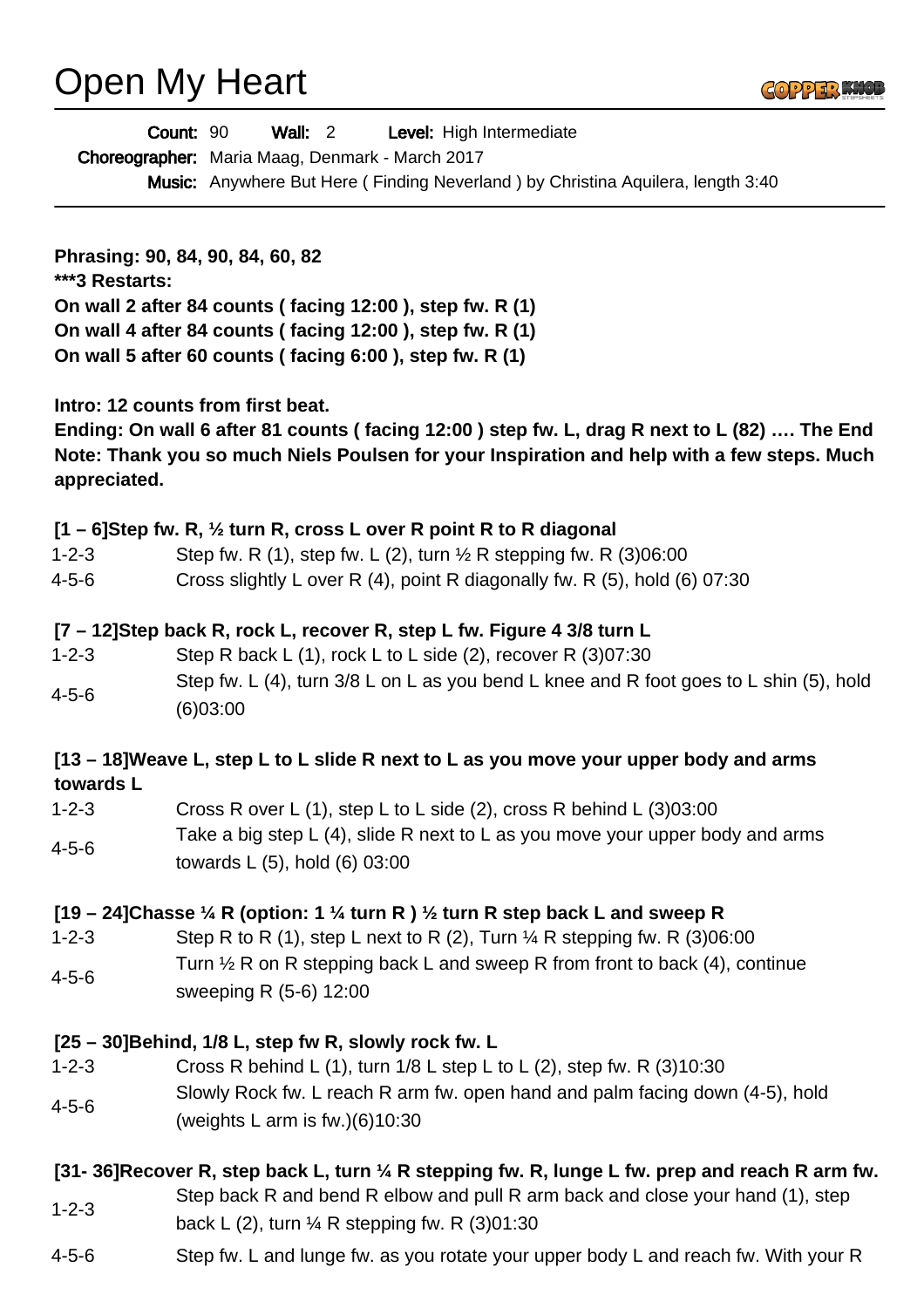# Open My Heart

**Count:** 90 **Wall:** 2 **Level:** High Intermediate
**Choreographer:** Maria Maag, Denmark - March 2017
**Music:** Anywhere But Here ( Finding Neverland ) by Christina Aquilera, length 3:40

---

**Phrasing: 90, 84, 90, 84, 60, 82**
**\*\*\*3 Restarts:**
**On wall 2 after 84 counts ( facing 12:00 ), step fw. R (1)**
**On wall 4 after 84 counts ( facing 12:00 ), step fw. R (1)**
**On wall 5 after 60 counts ( facing 6:00 ), step fw. R (1)**

**Intro: 12 counts from first beat.**
**Ending: On wall 6 after 81 counts ( facing 12:00 ) step fw. L, drag R next to L (82) …. The End**
**Note: Thank you so much Niels Poulsen for your Inspiration and help with a few steps. Much appreciated.**

**[1 – 6]Step fw. R, ½ turn R, cross L over R point R to R diagonal**

| | |
|---|---|
| 1-2-3 | Step fw. R (1), step fw. L (2), turn ½ R stepping fw. R (3)06:00 |
| 4-5-6 | Cross slightly L over R (4), point R diagonally fw. R (5), hold (6) 07:30 |

**[7 – 12]Step back R, rock L, recover R, step L fw. Figure 4 3/8 turn L**

| | |
|---|---|
| 1-2-3 | Step R back L (1), rock L to L side (2), recover R (3)07:30 |
| 4-5-6 | Step fw. L (4), turn 3/8 L on L as you bend L knee and R foot goes to L shin (5), hold (6)03:00 |

**[13 – 18]Weave L, step L to L slide R next to L as you move your upper body and arms towards L**

| | |
|---|---|
| 1-2-3 | Cross R over L (1), step L to L side (2), cross R behind L (3)03:00 |
| 4-5-6 | Take a big step L (4), slide R next to L as you move your upper body and arms towards L (5), hold (6) 03:00 |

**[19 – 24]Chasse ¼ R (option: 1 ¼ turn R ) ½ turn R step back L and sweep R**

| | |
|---|---|
| 1-2-3 | Step R to R (1), step L next to R (2), Turn ¼ R stepping fw. R (3)06:00 |
| 4-5-6 | Turn ½ R on R stepping back L and sweep R from front to back (4), continue sweeping R (5-6) 12:00 |

**[25 – 30]Behind, 1/8 L, step fw R, slowly rock fw. L**

| | |
|---|---|
| 1-2-3 | Cross R behind L (1), turn 1/8 L step L to L (2), step fw. R (3)10:30 |
| 4-5-6 | Slowly Rock fw. L reach R arm fw. open hand and palm facing down (4-5), hold (weights L arm is fw.)(6)10:30 |

**[31- 36]Recover R, step back L, turn ¼ R stepping fw. R, lunge L fw. prep and reach R arm fw.**

| | |
|---|---|
| 1-2-3 | Step back R and bend R elbow and pull R arm back and close your hand (1), step back L (2), turn ¼ R stepping fw. R (3)01:30 |
| 4-5-6 | Step fw. L and lunge fw. as you rotate your upper body L and reach fw. With your R |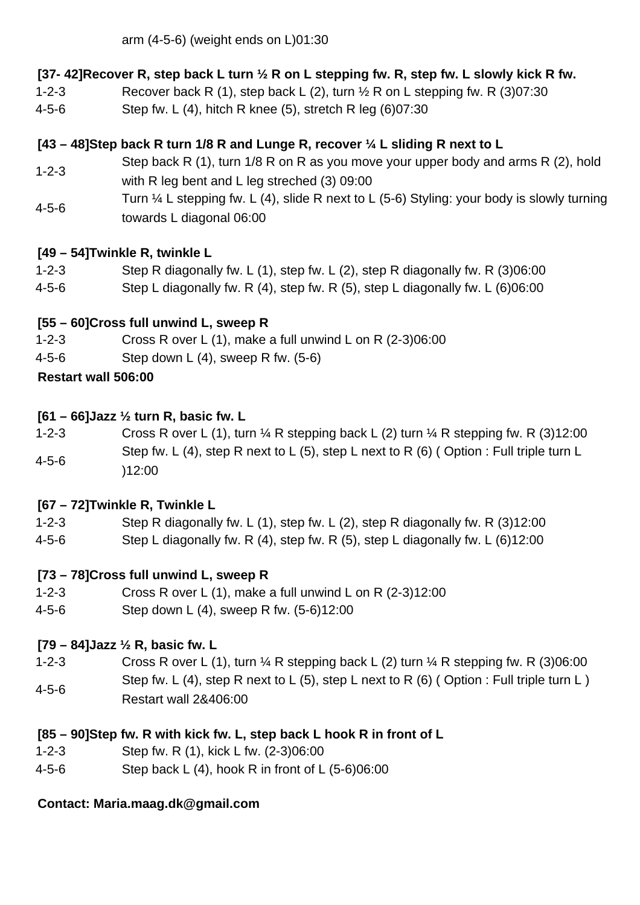arm (4-5-6) (weight ends on L)01:30

**[37- 42]Recover R, step back L turn ½ R on L stepping fw. R, step fw. L slowly kick R fw.**

| | |
|---|---|
| 1-2-3 | Recover back R (1), step back L (2), turn ½ R on L stepping fw. R (3)07:30 |
| 4-5-6 | Step fw. L (4), hitch R knee (5), stretch R leg (6)07:30 |

**[43 – 48]Step back R turn 1/8 R and Lunge R, recover ¼ L sliding R next to L**

| | |
|---|---|
| 1-2-3 | Step back R (1), turn 1/8 R on R as you move your upper body and arms R (2), hold with R leg bent and L leg streched (3) 09:00 |
| 4-5-6 | Turn ¼ L stepping fw. L (4), slide R next to L (5-6) Styling: your body is slowly turning towards L diagonal 06:00 |

**[49 – 54]Twinkle R, twinkle L**

| | |
|---|---|
| 1-2-3 | Step R diagonally fw. L (1), step fw. L (2), step R diagonally fw. R (3)06:00 |
| 4-5-6 | Step L diagonally fw. R (4), step fw. R (5), step L diagonally fw. L (6)06:00 |

**[55 – 60]Cross full unwind L, sweep R**

| | |
|---|---|
| 1-2-3 | Cross R over L (1), make a full unwind L on R (2-3)06:00 |
| 4-5-6 | Step down L (4), sweep R fw. (5-6) |

**Restart wall 506:00**

**[61 – 66]Jazz ½ turn R, basic fw. L**

| | |
|---|---|
| 1-2-3 | Cross R over L (1), turn ¼ R stepping back L (2) turn ¼ R stepping fw. R (3)12:00 |
| 4-5-6 | Step fw. L (4), step R next to L (5), step L next to R (6) ( Option : Full triple turn L )12:00 |

**[67 – 72]Twinkle R, Twinkle L**

| | |
|---|---|
| 1-2-3 | Step R diagonally fw. L (1), step fw. L (2), step R diagonally fw. R (3)12:00 |
| 4-5-6 | Step L diagonally fw. R (4), step fw. R (5), step L diagonally fw. L (6)12:00 |

**[73 – 78]Cross full unwind L, sweep R**

| | |
|---|---|
| 1-2-3 | Cross R over L (1), make a full unwind L on R (2-3)12:00 |
| 4-5-6 | Step down L (4), sweep R fw. (5-6)12:00 |

**[79 – 84]Jazz ½ R, basic fw. L**

| | |
|---|---|
| 1-2-3 | Cross R over L (1), turn ¼ R stepping back L (2) turn ¼ R stepping fw. R (3)06:00 |
| 4-5-6 | Step fw. L (4), step R next to L (5), step L next to R (6) ( Option : Full triple turn L ) Restart wall 2&406:00 |

**[85 – 90]Step fw. R with kick fw. L, step back L hook R in front of L**

| | |
|---|---|
| 1-2-3 | Step fw. R (1), kick L fw. (2-3)06:00 |
| 4-5-6 | Step back L (4), hook R in front of L (5-6)06:00 |

**Contact: Maria.maag.dk@gmail.com**